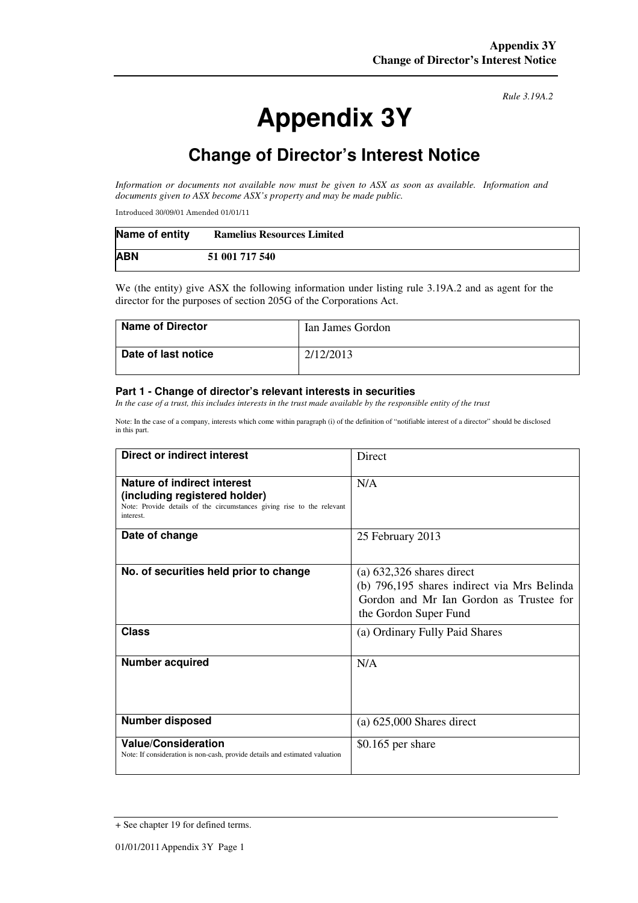*Rule 3.19A.2*

# Appendix 3Y

## Change of Director's Interest Notice

*Information or documents not available now must be given to ASX as soon as available. Information and documents given to ASX become ASX's property and may be made public.*

Introduced 30/09/01 Amended 01/01/11

| **Name of entity** | **Ramelius Resources Limited** |
|---|---|
| **ABN** | **51 001 717 540** |

We (the entity) give ASX the following information under listing rule 3.19A.2 and as agent for the director for the purposes of section 205G of the Corporations Act.

| **Name of Director** | Ian James Gordon |
|---|---|
| **Date of last notice** | 2/12/2013 |

### Part 1 - Change of director's relevant interests in securities

*In the case of a trust, this includes interests in the trust made available by the responsible entity of the trust*

Note: In the case of a company, interests which come within paragraph (i) of the definition of "notifiable interest of a director" should be disclosed in this part.

| | |
|---|---|
| **Direct or indirect interest** | Direct |
| **Nature of indirect interest (including registered holder)**<br>Note: Provide details of the circumstances giving rise to the relevant interest. | N/A |
| **Date of change** | 25 February 2013 |
| **No. of securities held prior to change** | (a) 632,326 shares direct<br>(b) 796,195 shares indirect via Mrs Belinda Gordon and Mr Ian Gordon as Trustee for the Gordon Super Fund |
| **Class** | (a) Ordinary Fully Paid Shares |
| **Number acquired** | N/A |
| **Number disposed** | (a) 625,000 Shares direct |
| **Value/Consideration**<br>Note: If consideration is non-cash, provide details and estimated valuation | $0.165 per share |

+ See chapter 19 for defined terms.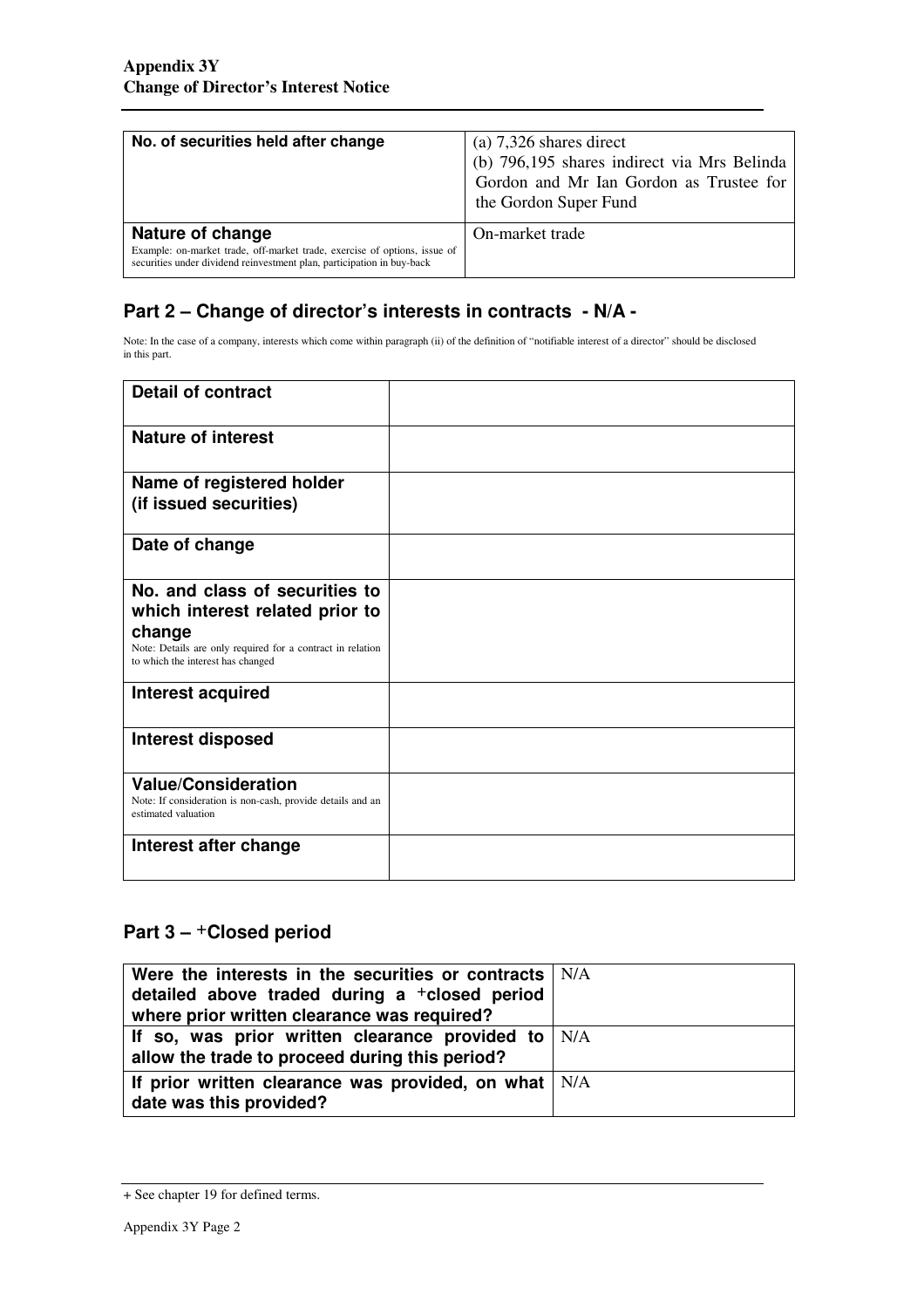| | |
|---|---|
| **No. of securities held after change** | (a) 7,326 shares direct<br>(b) 796,195 shares indirect via Mrs Belinda Gordon and Mr Ian Gordon as Trustee for the Gordon Super Fund |
| **Nature of change**<br>Example: on-market trade, off-market trade, exercise of options, issue of securities under dividend reinvestment plan, participation in buy-back | On-market trade |

## Part 2 – Change of director's interests in contracts - N/A -

Note: In the case of a company, interests which come within paragraph (ii) of the definition of "notifiable interest of a director" should be disclosed in this part.

| | |
|---|---|
| **Detail of contract** | |
| **Nature of interest** | |
| **Name of registered holder (if issued securities)** | |
| **Date of change** | |
| **No. and class of securities to which interest related prior to change**<br>Note: Details are only required for a contract in relation to which the interest has changed | |
| **Interest acquired** | |
| **Interest disposed** | |
| **Value/Consideration**<br>Note: If consideration is non-cash, provide details and an estimated valuation | |
| **Interest after change** | |

## Part 3 – +Closed period

| | |
|---|---|
| **Were the interests in the securities or contracts detailed above traded during a +closed period where prior written clearance was required?** | N/A |
| **If so, was prior written clearance provided to allow the trade to proceed during this period?** | N/A |
| **If prior written clearance was provided, on what date was this provided?** | N/A |

+ See chapter 19 for defined terms.